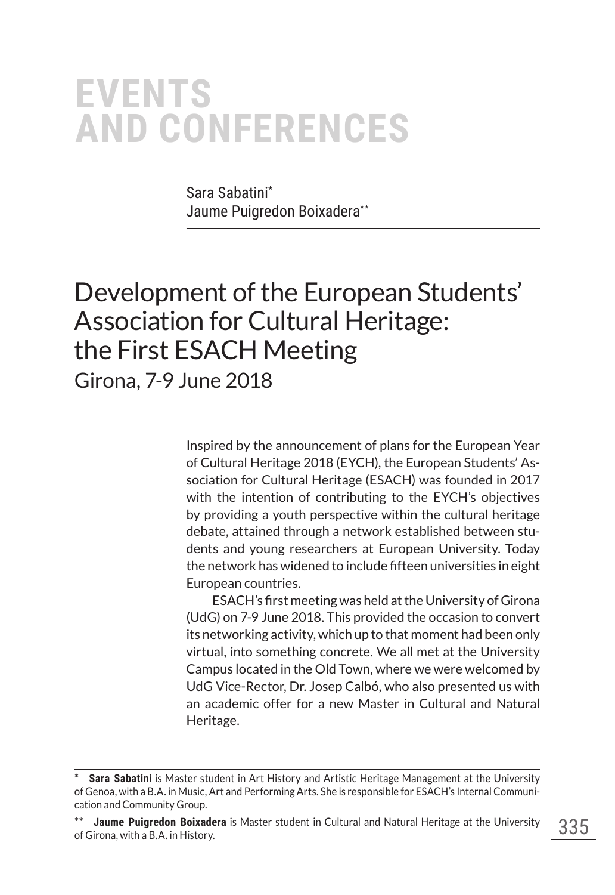# EVENTS AND CONFERENCES

Sara Sabatini[*]
Jaume Puigredon Boixadera[**]

## Development of the European Students' Association for Cultural Heritage: the First ESACH Meeting

Girona, 7-9 June 2018

Inspired by the announcement of plans for the European Year of Cultural Heritage 2018 (EYCH), the European Students' Association for Cultural Heritage (ESACH) was founded in 2017 with the intention of contributing to the EYCH's objectives by providing a youth perspective within the cultural heritage debate, attained through a network established between students and young researchers at European University. Today the network has widened to include fifteen universities in eight European countries.

ESACH's first meeting was held at the University of Girona (UdG) on 7-9 June 2018. This provided the occasion to convert its networking activity, which up to that moment had been only virtual, into something concrete. We all met at the University Campus located in the Old Town, where we were welcomed by UdG Vice-Rector, Dr. Josep Calbó, who also presented us with an academic offer for a new Master in Cultural and Natural Heritage.

---

[*] **Sara Sabatini** is Master student in Art History and Artistic Heritage Management at the University of Genoa, with a B.A. in Music, Art and Performing Arts. She is responsible for ESACH's Internal Communication and Community Group.

[**] **Jaume Puigredon Boixadera** is Master student in Cultural and Natural Heritage at the University of Girona, with a B.A. in History.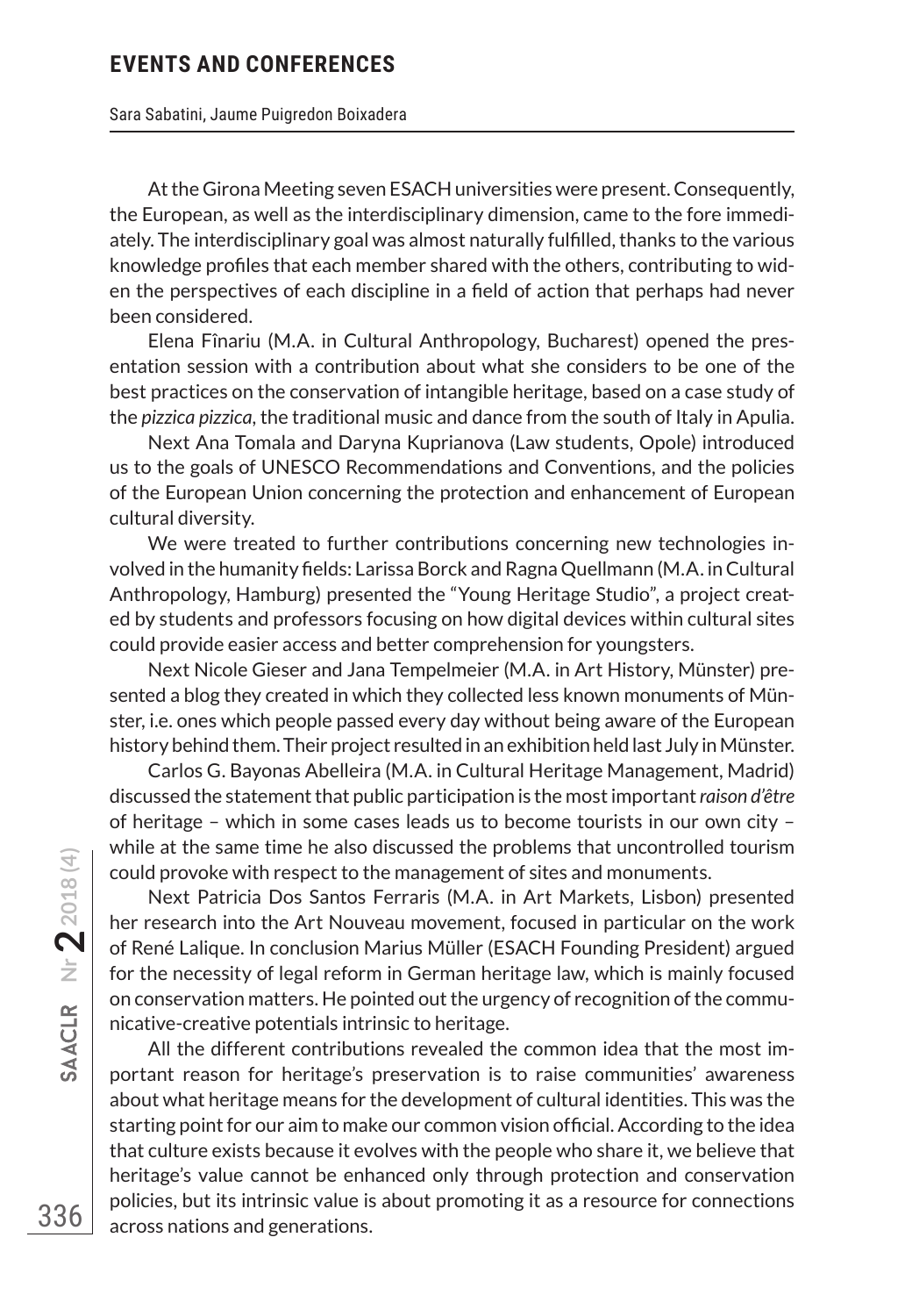At the Girona Meeting seven ESACH universities were present. Consequently, the European, as well as the interdisciplinary dimension, came to the fore immediately. The interdisciplinary goal was almost naturally fulfilled, thanks to the various knowledge profiles that each member shared with the others, contributing to widen the perspectives of each discipline in a field of action that perhaps had never been considered.

Elena Fînariu (M.A. in Cultural Anthropology, Bucharest) opened the presentation session with a contribution about what she considers to be one of the best practices on the conservation of intangible heritage, based on a case study of the *pizzica pizzica*, the traditional music and dance from the south of Italy in Apulia.

Next Ana Tomala and Daryna Kuprianova (Law students, Opole) introduced us to the goals of UNESCO Recommendations and Conventions, and the policies of the European Union concerning the protection and enhancement of European cultural diversity.

We were treated to further contributions concerning new technologies involved in the humanity fields: Larissa Borck and Ragna Quellmann (M.A. in Cultural Anthropology, Hamburg) presented the "Young Heritage Studio", a project created by students and professors focusing on how digital devices within cultural sites could provide easier access and better comprehension for youngsters.

Next Nicole Gieser and Jana Tempelmeier (M.A. in Art History, Münster) presented a blog they created in which they collected less known monuments of Münster, i.e. ones which people passed every day without being aware of the European history behind them. Their project resulted in an exhibition held last July in Münster.

Carlos G. Bayonas Abelleira (M.A. in Cultural Heritage Management, Madrid) discussed the statement that public participation is the most important *raison d'être* of heritage – which in some cases leads us to become tourists in our own city – while at the same time he also discussed the problems that uncontrolled tourism could provoke with respect to the management of sites and monuments.

Next Patricia Dos Santos Ferraris (M.A. in Art Markets, Lisbon) presented her research into the Art Nouveau movement, focused in particular on the work of René Lalique. In conclusion Marius Müller (ESACH Founding President) argued for the necessity of legal reform in German heritage law, which is mainly focused on conservation matters. He pointed out the urgency of recognition of the communicative-creative potentials intrinsic to heritage.

All the different contributions revealed the common idea that the most important reason for heritage's preservation is to raise communities' awareness about what heritage means for the development of cultural identities. This was the starting point for our aim to make our common vision official. According to the idea that culture exists because it evolves with the people who share it, we believe that heritage's value cannot be enhanced only through protection and conservation policies, but its intrinsic value is about promoting it as a resource for connections across nations and generations.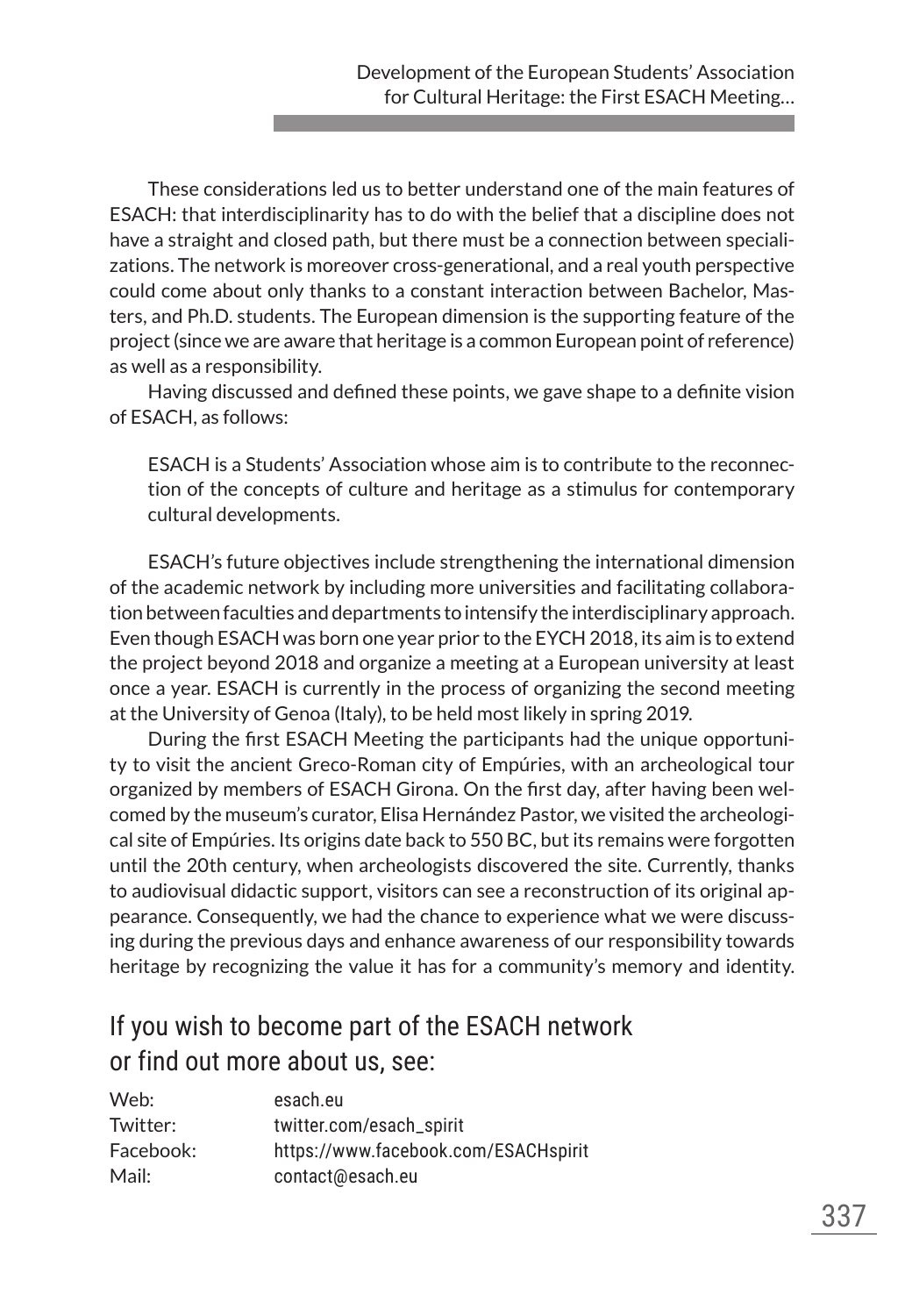These considerations led us to better understand one of the main features of ESACH: that interdisciplinarity has to do with the belief that a discipline does not have a straight and closed path, but there must be a connection between specializations. The network is moreover cross-generational, and a real youth perspective could come about only thanks to a constant interaction between Bachelor, Masters, and Ph.D. students. The European dimension is the supporting feature of the project (since we are aware that heritage is a common European point of reference) as well as a responsibility.

Having discussed and defined these points, we gave shape to a definite vision of ESACH, as follows:

> ESACH is a Students' Association whose aim is to contribute to the reconnection of the concepts of culture and heritage as a stimulus for contemporary cultural developments.

ESACH's future objectives include strengthening the international dimension of the academic network by including more universities and facilitating collaboration between faculties and departments to intensify the interdisciplinary approach. Even though ESACH was born one year prior to the EYCH 2018, its aim is to extend the project beyond 2018 and organize a meeting at a European university at least once a year. ESACH is currently in the process of organizing the second meeting at the University of Genoa (Italy), to be held most likely in spring 2019.

During the first ESACH Meeting the participants had the unique opportunity to visit the ancient Greco-Roman city of Empúries, with an archeological tour organized by members of ESACH Girona. On the first day, after having been welcomed by the museum's curator, Elisa Hernández Pastor, we visited the archeological site of Empúries. Its origins date back to 550 BC, but its remains were forgotten until the 20th century, when archeologists discovered the site. Currently, thanks to audiovisual didactic support, visitors can see a reconstruction of its original appearance. Consequently, we had the chance to experience what we were discussing during the previous days and enhance awareness of our responsibility towards heritage by recognizing the value it has for a community's memory and identity.

## If you wish to become part of the ESACH network or find out more about us, see:

| | |
|---|---|
| Web: | esach.eu |
| Twitter: | twitter.com/esach_spirit |
| Facebook: | https://www.facebook.com/ESACHspirit |
| Mail: | contact@esach.eu |